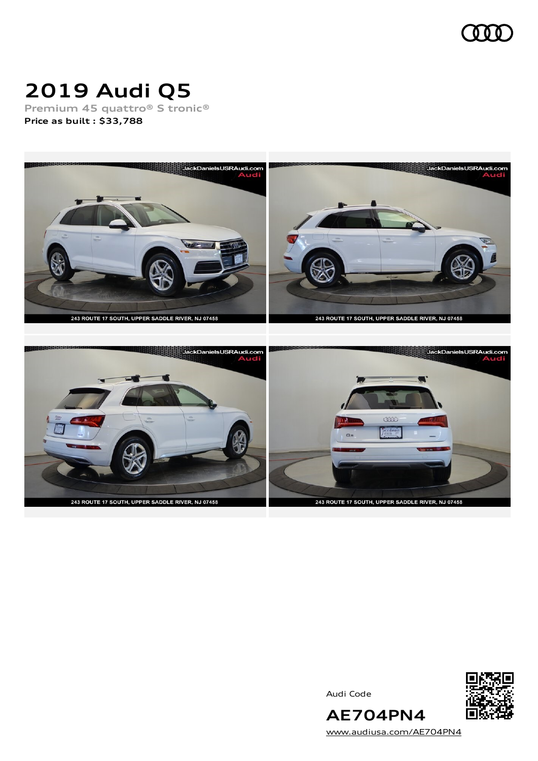# 2019 Audi Q5

Premium 45 quattro® S tronic®

**Price as built : $33,788**

Audi Code

**AE704PN4**

www.audiusa.com/AE704PN4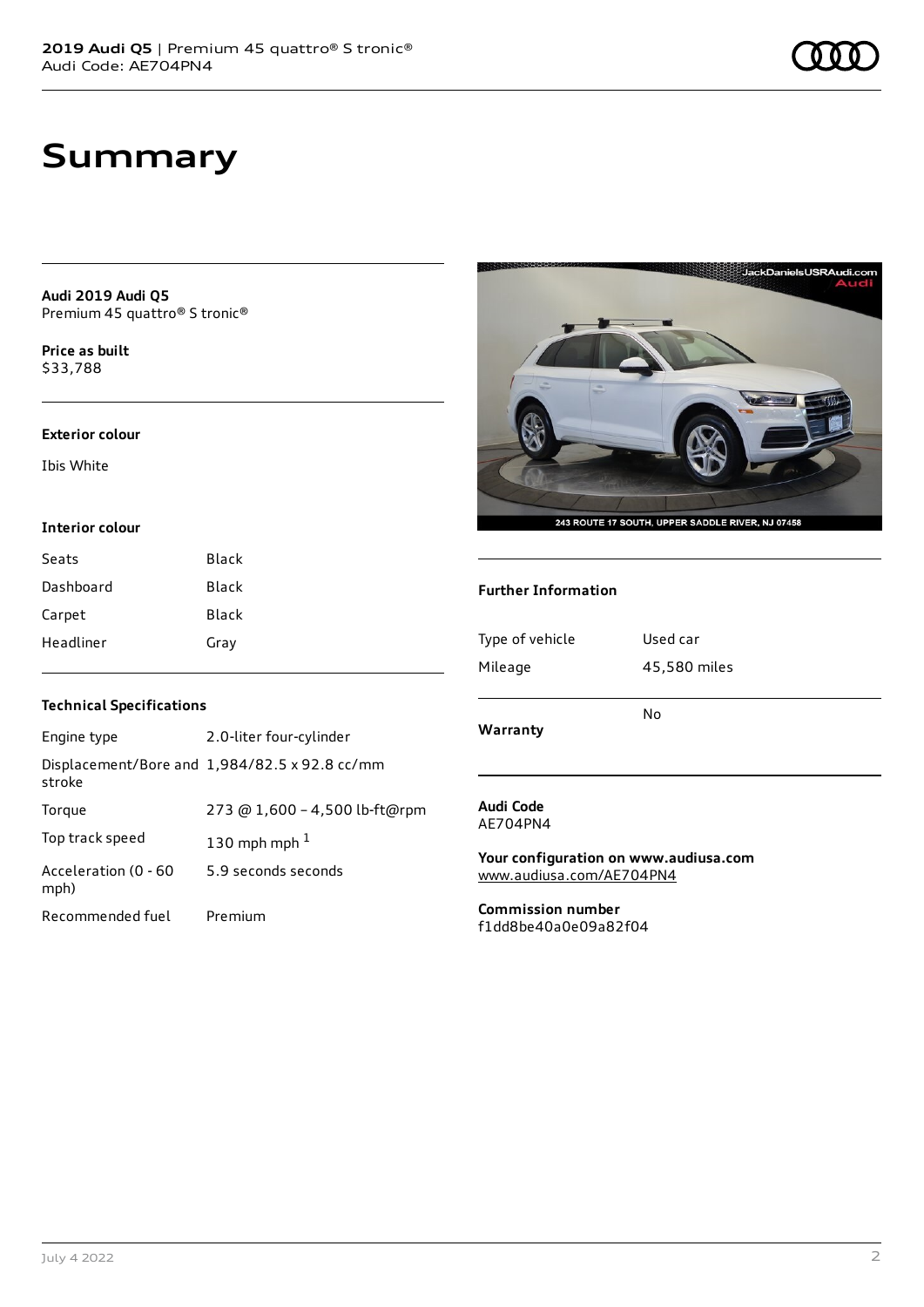# Summary

**Audi 2019 Audi Q5**
Premium 45 quattro® S tronic®

**Price as built**
$33,788

### Exterior colour

Ibis White

### Interior colour

| | |
|---|---|
| Seats | Black |
| Dashboard | Black |
| Carpet | Black |
| Headliner | Gray |

### Technical Specifications

| | |
|---|---|
| Engine type | 2.0-liter four-cylinder |
| Displacement/Bore and stroke | 1,984/82.5 x 92.8 cc/mm |
| Torque | 273 @ 1,600 - 4,500 lb-ft@rpm |
| Top track speed | 130 mph mph [1] |
| Acceleration (0 - 60 mph) | 5.9 seconds seconds |
| Recommended fuel | Premium |

### Further Information

| | |
|---|---|
| Type of vehicle | Used car |
| Mileage | 45,580 miles |
| **Warranty** | No |

**Audi Code**
AE704PN4

**Your configuration on www.audiusa.com**
www.audiusa.com/AE704PN4

**Commission number**
f1dd8be40a0e09a82f04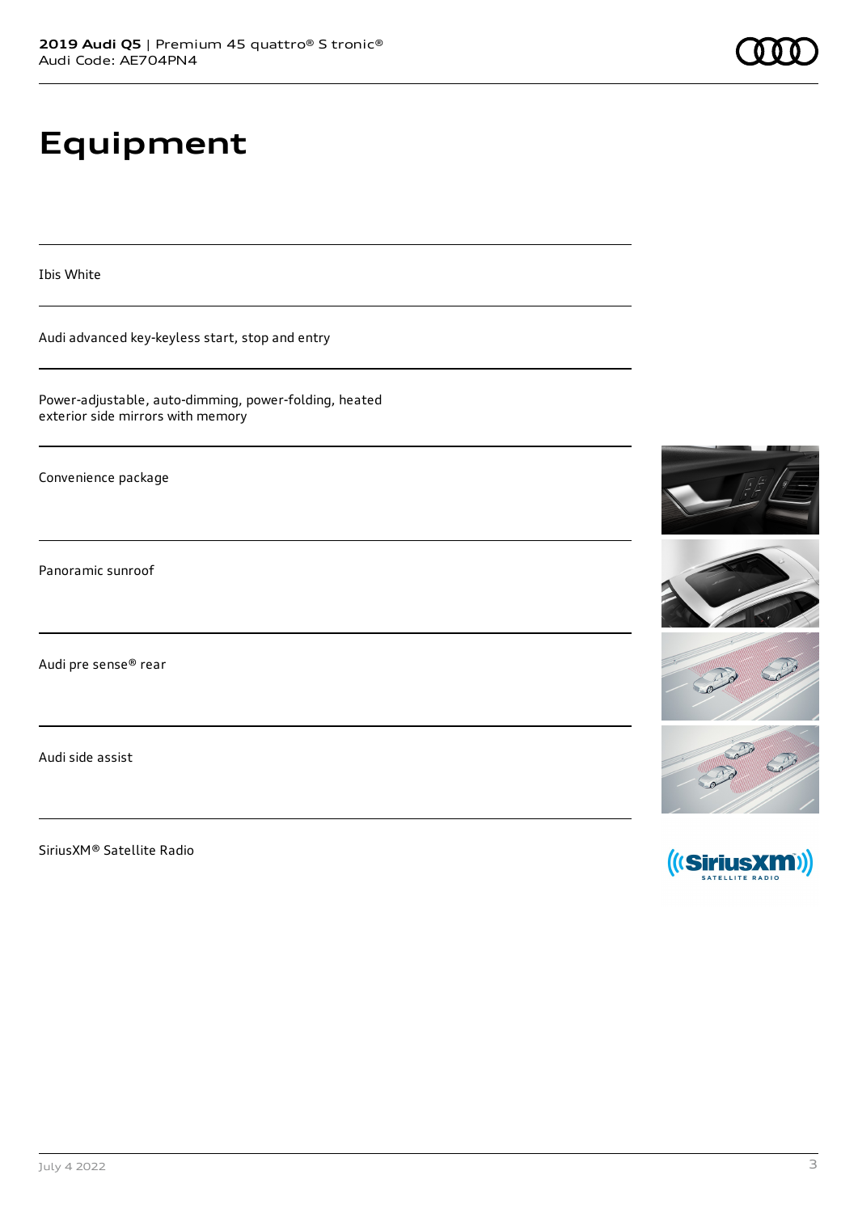# Equipment

Ibis White

Audi advanced key-keyless start, stop and entry

Power-adjustable, auto-dimming, power-folding, heated exterior side mirrors with memory

Convenience package

Panoramic sunroof

Audi pre sense® rear

Audi side assist

SiriusXM® Satellite Radio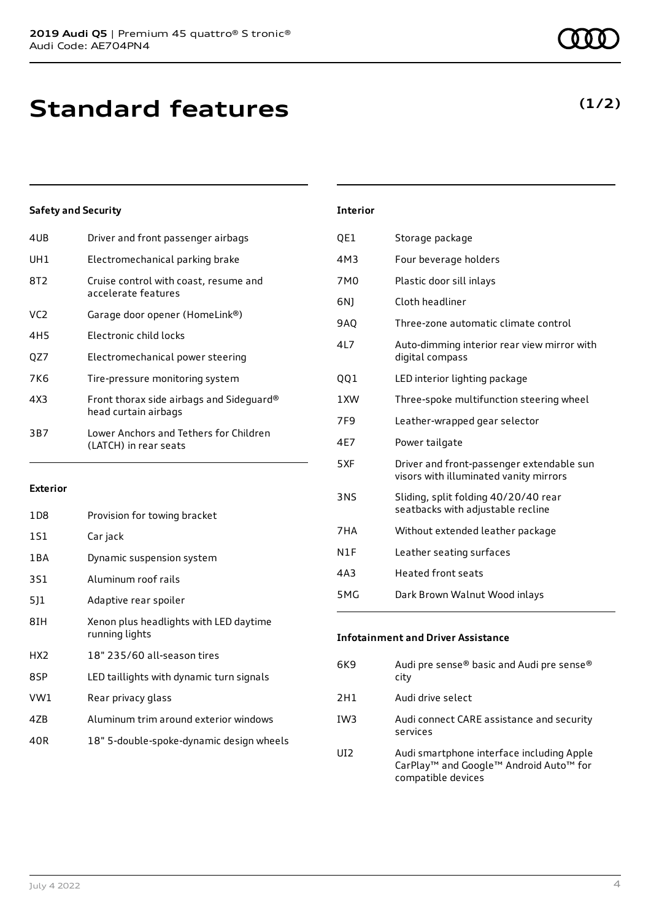# Standard features

**(1/2)**

### Safety and Security

| | |
|---|---|
| 4UB | Driver and front passenger airbags |
| UH1 | Electromechanical parking brake |
| 8T2 | Cruise control with coast, resume and accelerate features |
| VC2 | Garage door opener (HomeLink®) |
| 4H5 | Electronic child locks |
| QZ7 | Electromechanical power steering |
| 7K6 | Tire-pressure monitoring system |
| 4X3 | Front thorax side airbags and Sideguard® head curtain airbags |
| 3B7 | Lower Anchors and Tethers for Children (LATCH) in rear seats |

### Exterior

| | |
|---|---|
| 1D8 | Provision for towing bracket |
| 1S1 | Car jack |
| 1BA | Dynamic suspension system |
| 3S1 | Aluminum roof rails |
| 5J1 | Adaptive rear spoiler |
| 8IH | Xenon plus headlights with LED daytime running lights |
| HX2 | 18" 235/60 all-season tires |
| 8SP | LED taillights with dynamic turn signals |
| VW1 | Rear privacy glass |
| 4ZB | Aluminum trim around exterior windows |
| 40R | 18" 5-double-spoke-dynamic design wheels |

### Interior

| | |
|---|---|
| QE1 | Storage package |
| 4M3 | Four beverage holders |
| 7M0 | Plastic door sill inlays |
| 6NJ | Cloth headliner |
| 9AQ | Three-zone automatic climate control |
| 4L7 | Auto-dimming interior rear view mirror with digital compass |
| QQ1 | LED interior lighting package |
| 1XW | Three-spoke multifunction steering wheel |
| 7F9 | Leather-wrapped gear selector |
| 4E7 | Power tailgate |
| 5XF | Driver and front-passenger extendable sun visors with illuminated vanity mirrors |
| 3NS | Sliding, split folding 40/20/40 rear seatbacks with adjustable recline |
| 7HA | Without extended leather package |
| N1F | Leather seating surfaces |
| 4A3 | Heated front seats |
| 5MG | Dark Brown Walnut Wood inlays |

### Infotainment and Driver Assistance

| | |
|---|---|
| 6K9 | Audi pre sense® basic and Audi pre sense® city |
| 2H1 | Audi drive select |
| IW3 | Audi connect CARE assistance and security services |
| UI2 | Audi smartphone interface including Apple CarPlay™ and Google™ Android Auto™ for compatible devices |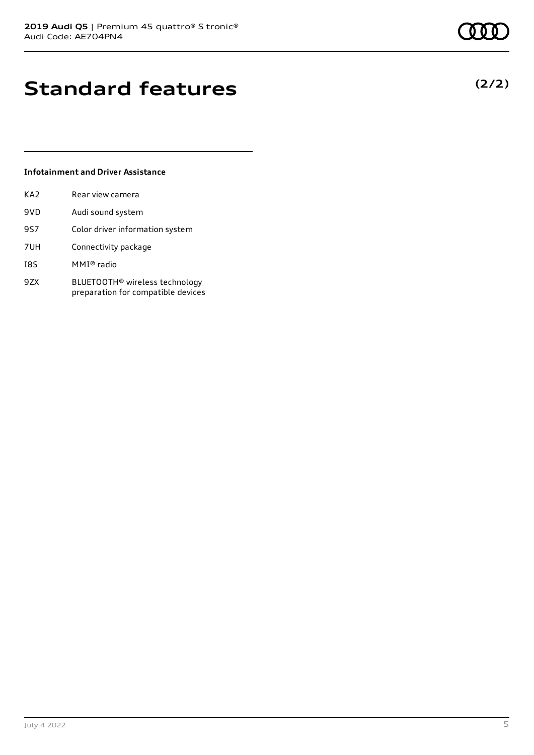# Standard features

**(2/2)**

### Infotainment and Driver Assistance

| | |
|---|---|
| KA2 | Rear view camera |
| 9VD | Audi sound system |
| 9S7 | Color driver information system |
| 7UH | Connectivity package |
| I8S | MMI® radio |
| 9ZX | BLUETOOTH® wireless technology preparation for compatible devices |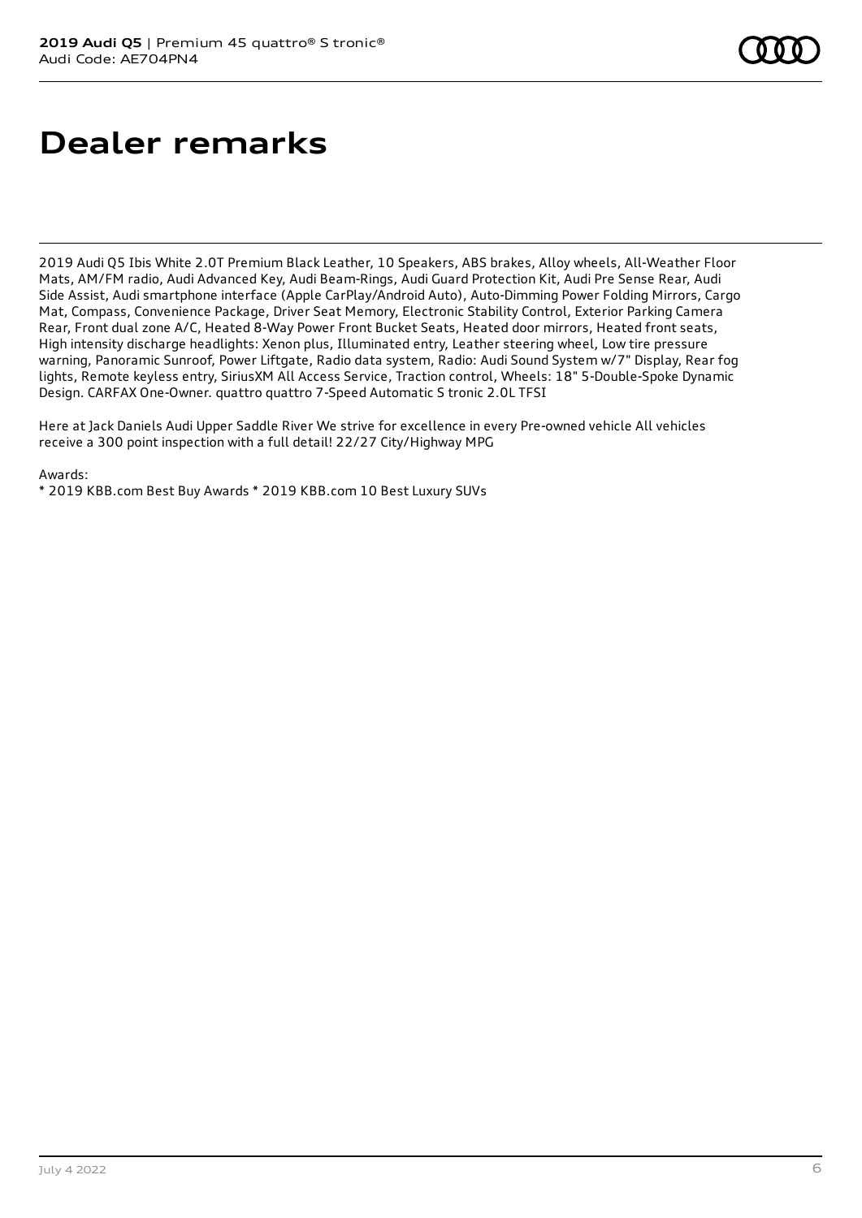# Dealer remarks

2019 Audi Q5 Ibis White 2.0T Premium Black Leather, 10 Speakers, ABS brakes, Alloy wheels, All-Weather Floor Mats, AM/FM radio, Audi Advanced Key, Audi Beam-Rings, Audi Guard Protection Kit, Audi Pre Sense Rear, Audi Side Assist, Audi smartphone interface (Apple CarPlay/Android Auto), Auto-Dimming Power Folding Mirrors, Cargo Mat, Compass, Convenience Package, Driver Seat Memory, Electronic Stability Control, Exterior Parking Camera Rear, Front dual zone A/C, Heated 8-Way Power Front Bucket Seats, Heated door mirrors, Heated front seats, High intensity discharge headlights: Xenon plus, Illuminated entry, Leather steering wheel, Low tire pressure warning, Panoramic Sunroof, Power Liftgate, Radio data system, Radio: Audi Sound System w/7" Display, Rear fog lights, Remote keyless entry, SiriusXM All Access Service, Traction control, Wheels: 18" 5-Double-Spoke Dynamic Design. CARFAX One-Owner. quattro quattro 7-Speed Automatic S tronic 2.0L TFSI

Here at Jack Daniels Audi Upper Saddle River We strive for excellence in every Pre-owned vehicle All vehicles receive a 300 point inspection with a full detail! 22/27 City/Highway MPG

Awards:
* 2019 KBB.com Best Buy Awards * 2019 KBB.com 10 Best Luxury SUVs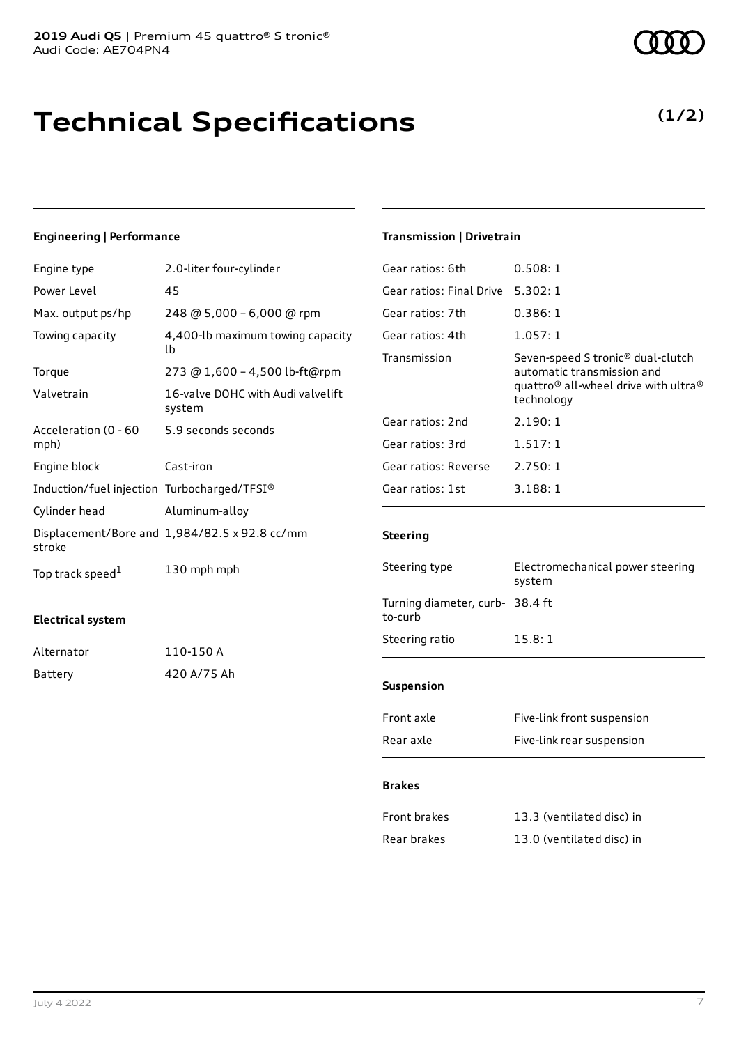# Technical Specifications

**(1/2)**

### Engineering | Performance

| | |
|---|---|
| Engine type | 2.0-liter four-cylinder |
| Power Level | 45 |
| Max. output ps/hp | 248 @ 5,000 – 6,000 @ rpm |
| Towing capacity | 4,400-lb maximum towing capacity lb |
| Torque | 273 @ 1,600 – 4,500 lb-ft@rpm |
| Valvetrain | 16-valve DOHC with Audi valvelift system |
| Acceleration (0 - 60 mph) | 5.9 seconds seconds |
| Engine block | Cast-iron |
| Induction/fuel injection | Turbocharged/TFSI® |
| Cylinder head | Aluminum-alloy |
| Displacement/Bore and stroke | 1,984/82.5 x 92.8 cc/mm |
| Top track speed[1] | 130 mph mph |

### Electrical system

| | |
|---|---|
| Alternator | 110-150 A |
| Battery | 420 A/75 Ah |

### Transmission | Drivetrain

| | |
|---|---|
| Gear ratios: 6th | 0.508: 1 |
| Gear ratios: Final Drive | 5.302: 1 |
| Gear ratios: 7th | 0.386: 1 |
| Gear ratios: 4th | 1.057: 1 |
| Transmission | Seven-speed S tronic® dual-clutch automatic transmission and quattro® all-wheel drive with ultra® technology |
| Gear ratios: 2nd | 2.190: 1 |
| Gear ratios: 3rd | 1.517: 1 |
| Gear ratios: Reverse | 2.750: 1 |
| Gear ratios: 1st | 3.188: 1 |

### Steering

| | |
|---|---|
| Steering type | Electromechanical power steering system |
| Turning diameter, curb-to-curb | 38.4 ft |
| Steering ratio | 15.8: 1 |

### Suspension

| | |
|---|---|
| Front axle | Five-link front suspension |
| Rear axle | Five-link rear suspension |

### Brakes

| | |
|---|---|
| Front brakes | 13.3 (ventilated disc) in |
| Rear brakes | 13.0 (ventilated disc) in |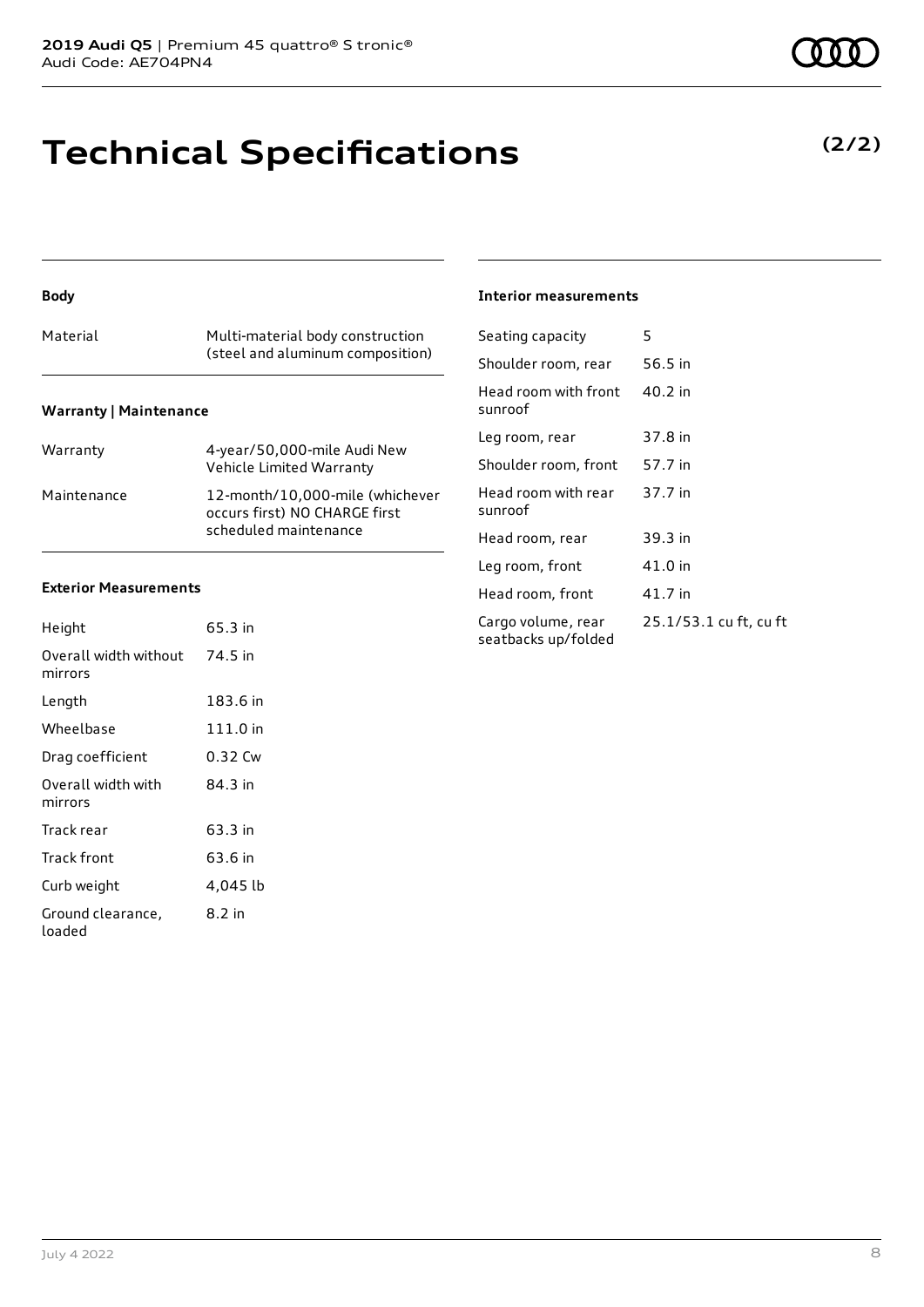# Technical Specifications

**(2/2)**

### Body

| | |
|---|---|
| Material | Multi-material body construction (steel and aluminum composition) |

### Warranty | Maintenance

| | |
|---|---|
| Warranty | 4-year/50,000-mile Audi New Vehicle Limited Warranty |
| Maintenance | 12-month/10,000-mile (whichever occurs first) NO CHARGE first scheduled maintenance |

### Exterior Measurements

| | |
|---|---|
| Height | 65.3 in |
| Overall width without mirrors | 74.5 in |
| Length | 183.6 in |
| Wheelbase | 111.0 in |
| Drag coefficient | 0.32 Cw |
| Overall width with mirrors | 84.3 in |
| Track rear | 63.3 in |
| Track front | 63.6 in |
| Curb weight | 4,045 lb |
| Ground clearance, loaded | 8.2 in |

### Interior measurements

| | |
|---|---|
| Seating capacity | 5 |
| Shoulder room, rear | 56.5 in |
| Head room with front sunroof | 40.2 in |
| Leg room, rear | 37.8 in |
| Shoulder room, front | 57.7 in |
| Head room with rear sunroof | 37.7 in |
| Head room, rear | 39.3 in |
| Leg room, front | 41.0 in |
| Head room, front | 41.7 in |
| Cargo volume, rear seatbacks up/folded | 25.1/53.1 cu ft, cu ft |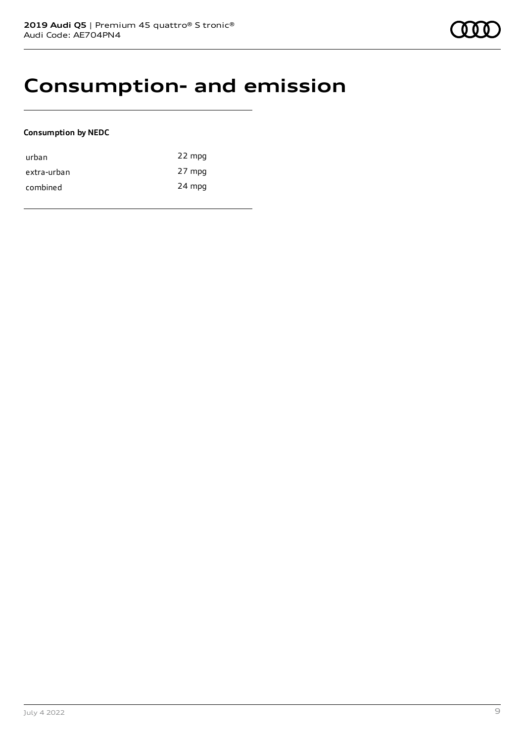# Consumption- and emission

**Consumption by NEDC**

| | |
|---|---|
| urban | 22 mpg |
| extra-urban | 27 mpg |
| combined | 24 mpg |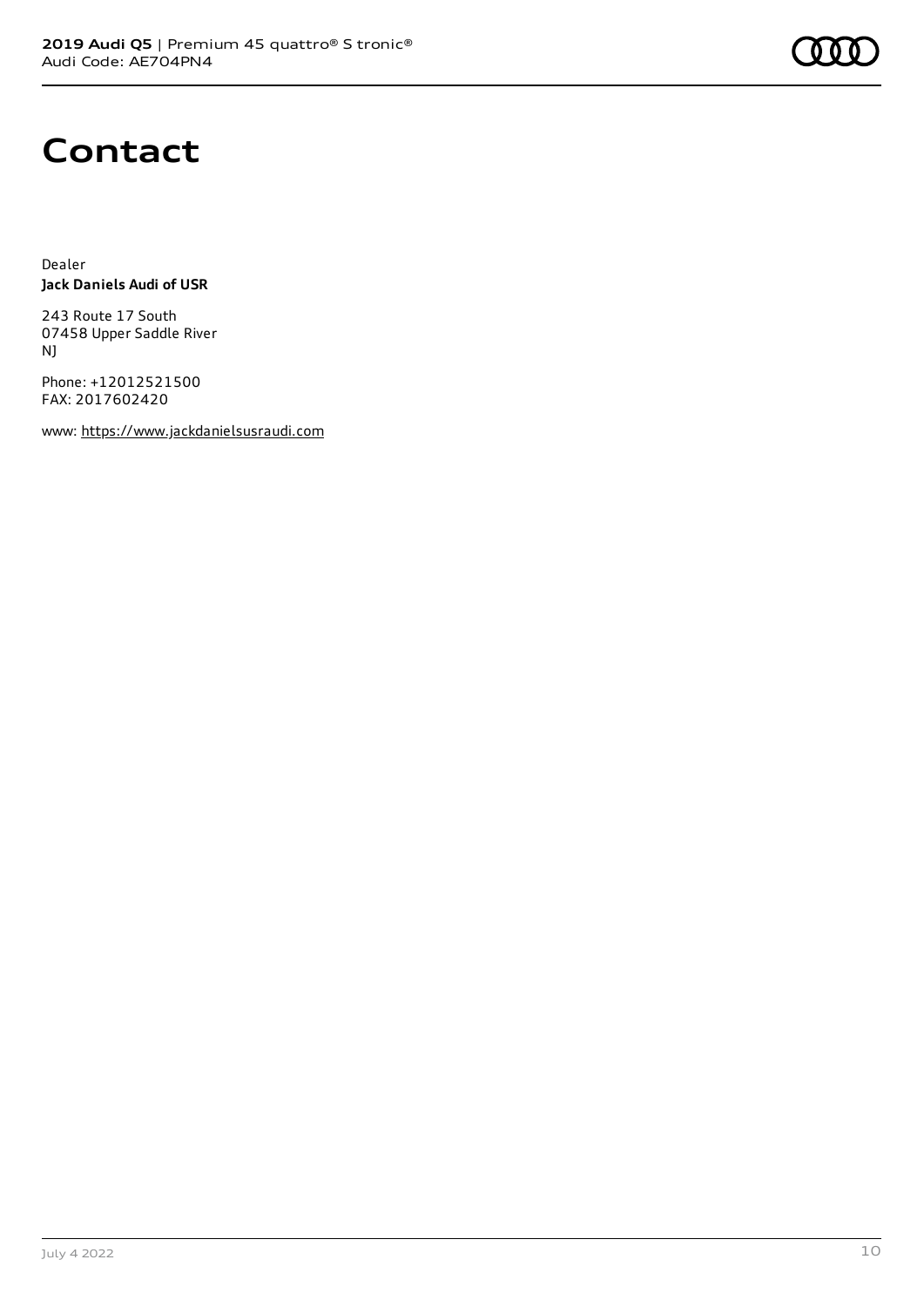# Contact

Dealer
**Jack Daniels Audi of USR**

243 Route 17 South
07458 Upper Saddle River
NJ

Phone: +12012521500
FAX: 2017602420

www: https://www.jackdanielsusraudi.com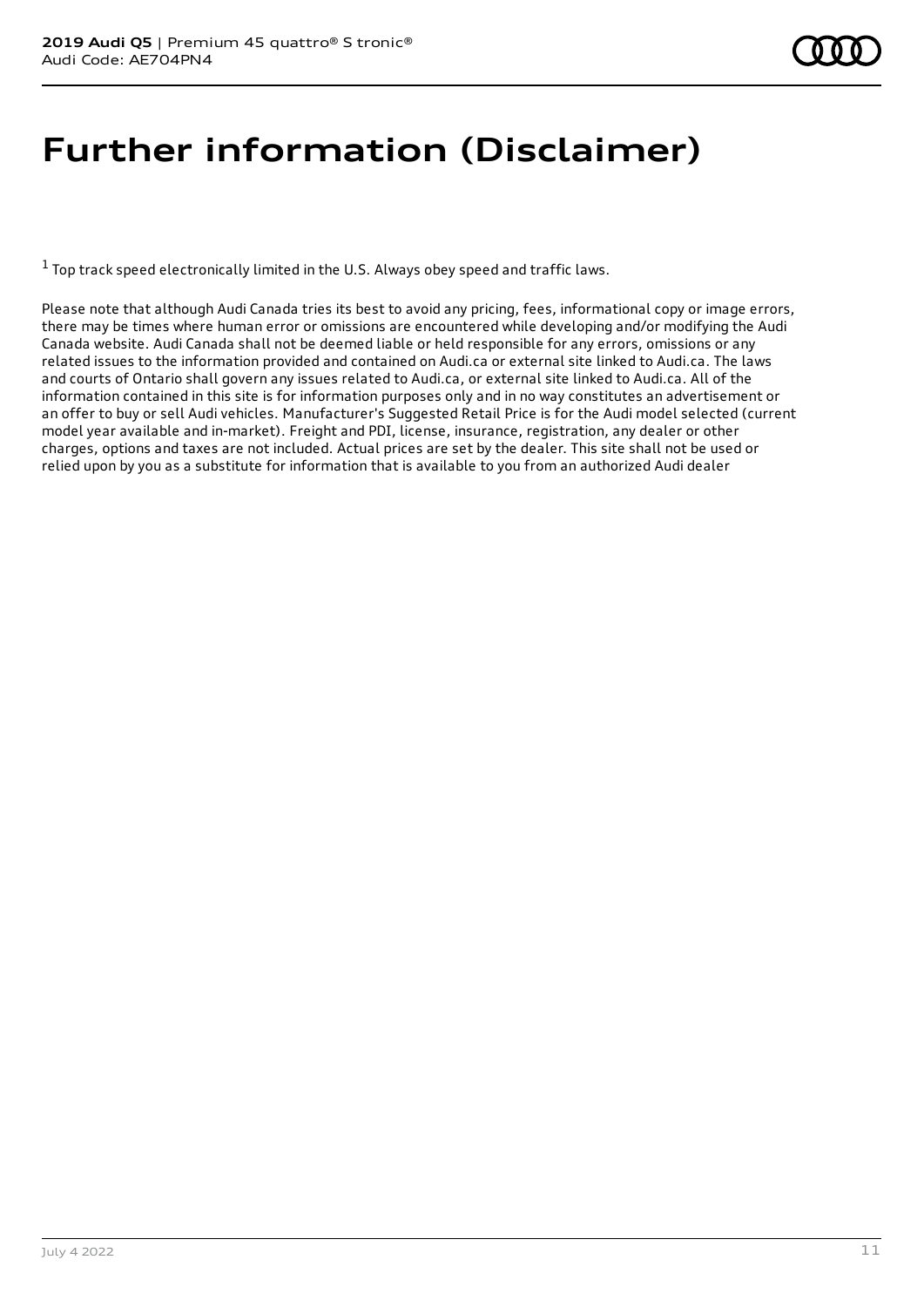# Further information (Disclaimer)

[1] Top track speed electronically limited in the U.S. Always obey speed and traffic laws.

Please note that although Audi Canada tries its best to avoid any pricing, fees, informational copy or image errors, there may be times where human error or omissions are encountered while developing and/or modifying the Audi Canada website. Audi Canada shall not be deemed liable or held responsible for any errors, omissions or any related issues to the information provided and contained on Audi.ca or external site linked to Audi.ca. The laws and courts of Ontario shall govern any issues related to Audi.ca, or external site linked to Audi.ca. All of the information contained in this site is for information purposes only and in no way constitutes an advertisement or an offer to buy or sell Audi vehicles. Manufacturer's Suggested Retail Price is for the Audi model selected (current model year available and in-market). Freight and PDI, license, insurance, registration, any dealer or other charges, options and taxes are not included. Actual prices are set by the dealer. This site shall not be used or relied upon by you as a substitute for information that is available to you from an authorized Audi dealer